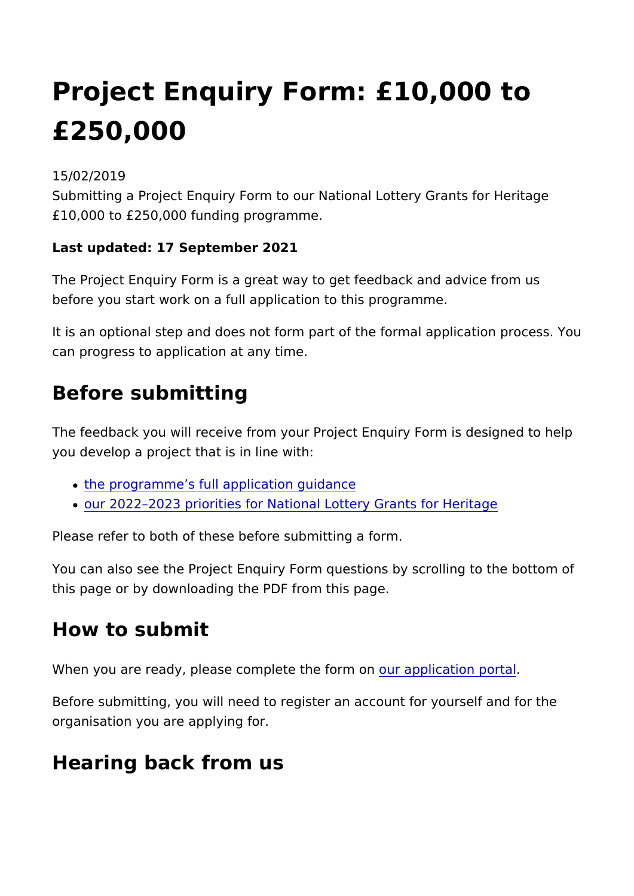# Project Enquiry Form: £10,000 to £250,000

15/02/2019

Submitting a Project Enquiry Form to our National Lottery Grants for Heritage £10,000 to £250,000 funding programme.

**Last updated: 17 September 2021**

The Project Enquiry Form is a great way to get feedback and advice from us before you start work on a full application to this programme.

It is an optional step and does not form part of the formal application process. You can progress to application at any time.

## Before submitting

The feedback you will receive from your Project Enquiry Form is designed to help you develop a project that is in line with:

- the programme's full application guidance
- our 2022–2023 priorities for National Lottery Grants for Heritage

Please refer to both of these before submitting a form.

You can also see the Project Enquiry Form questions by scrolling to the bottom of this page or by downloading the PDF from this page.

## How to submit

When you are ready, please complete the form on our application portal.

Before submitting, you will need to register an account for yourself and for the organisation you are applying for.

## Hearing back from us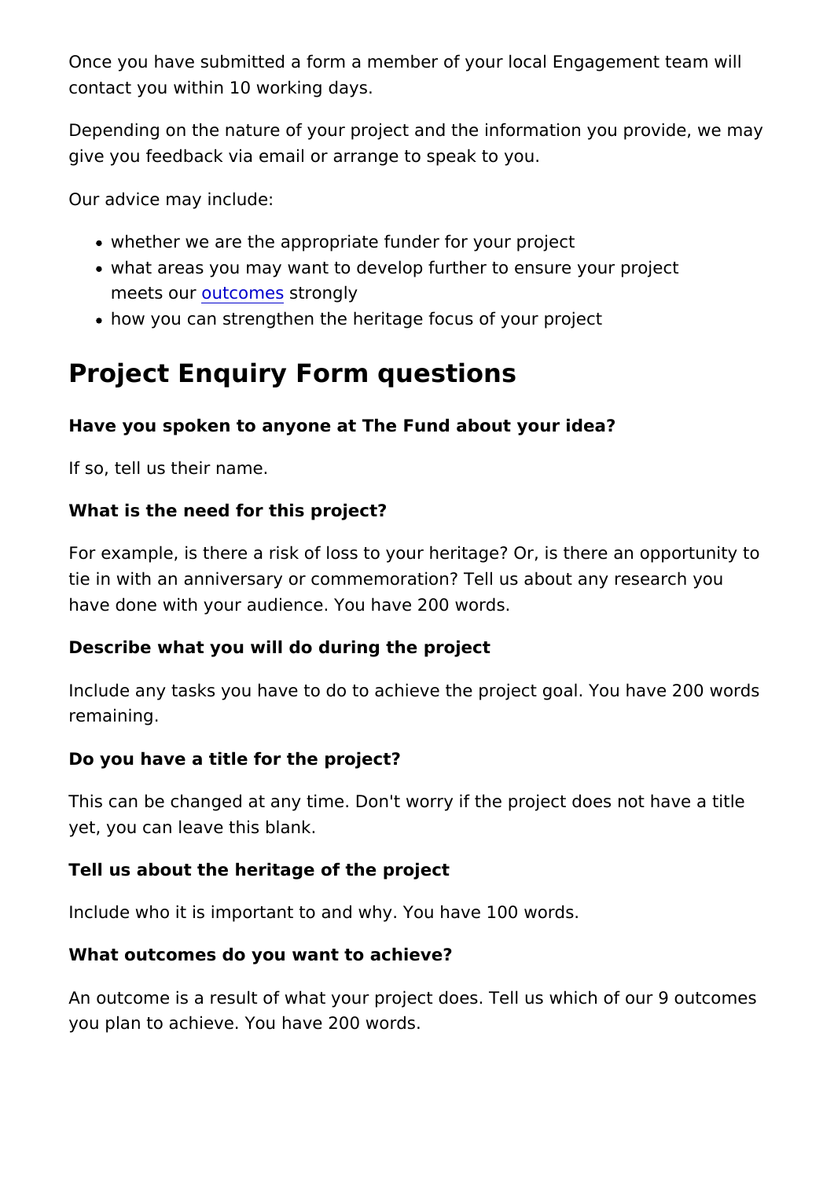Once you have submitted a form a member of your local Engagement team will contact you within 10 working days.

Depending on the nature of your project and the information you provide, we may give you feedback via email or arrange to speak to you.

Our advice may include:

- whether we are the appropriate funder for your project
- what areas you may want to develop further to ensure your project meets our outcomes strongly
- how you can strengthen the heritage focus of your project

## Project Enquiry Form questions

**Have you spoken to anyone at The Fund about your idea?**

If so, tell us their name.

**What is the need for this project?**

For example, is there a risk of loss to your heritage? Or, is there an opportunity to tie in with an anniversary or commemoration? Tell us about any research you have done with your audience. You have 200 words.

**Describe what you will do during the project**

Include any tasks you have to do to achieve the project goal. You have 200 words remaining.

**Do you have a title for the project?**

This can be changed at any time. Don't worry if the project does not have a title yet, you can leave this blank.

**Tell us about the heritage of the project**

Include who it is important to and why. You have 100 words.

**What outcomes do you want to achieve?**

An outcome is a result of what your project does. Tell us which of our 9 outcomes you plan to achieve. You have 200 words.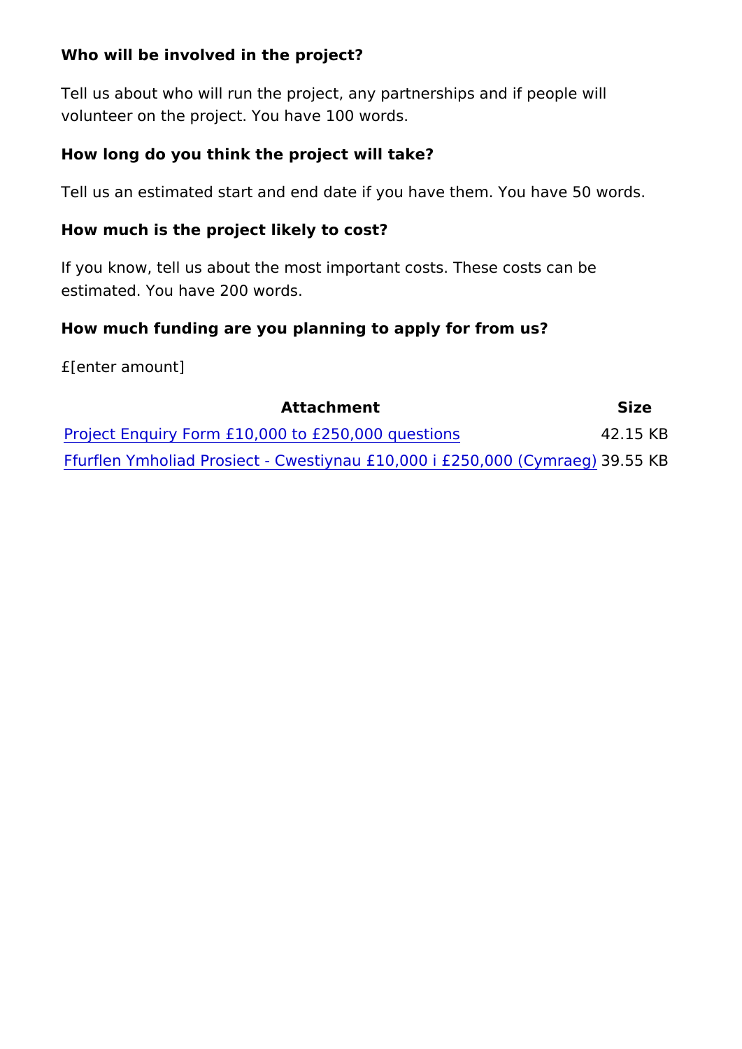**Who will be involved in the project?**

Tell us about who will run the project, any partnerships and if people will volunteer on the project. You have 100 words.

**How long do you think the project will take?**

Tell us an estimated start and end date if you have them. You have 50 words.

**How much is the project likely to cost?**

If you know, tell us about the most important costs. These costs can be estimated. You have 200 words.

**How much funding are you planning to apply for from us?**

£[enter amount]

| Attachment | Size |
|---|---|
| Project Enquiry Form £10,000 to £250,000 questions | 42.15 KB |
| Ffurflen Ymholiad Prosiect - Cwestiynau £10,000 i £250,000 (Cymraeg) | 39.55 KB |